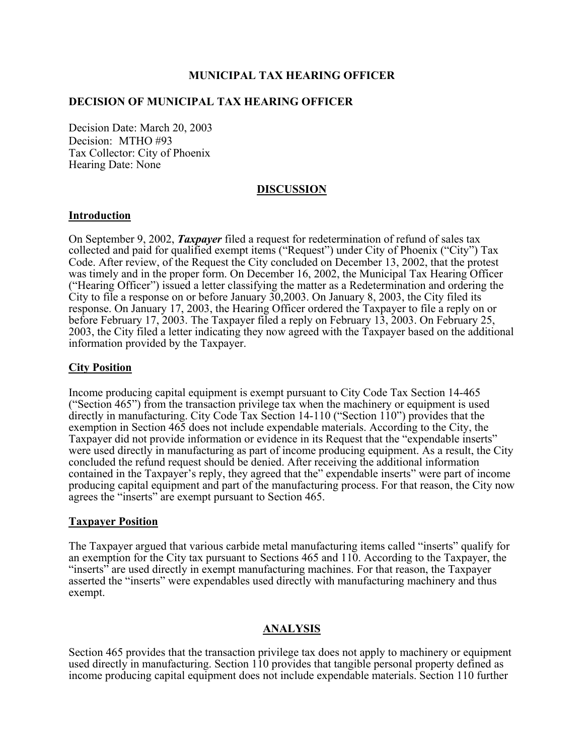**MUNICIPAL TAX HEARING OFFICER**

**DECISION OF MUNICIPAL TAX HEARING OFFICER**

Decision Date: March 20, 2003
Decision: MTHO #93
Tax Collector: City of Phoenix
Hearing Date: None

## DISCUSSION

### Introduction

On September 9, 2002, ***Taxpayer*** filed a request for redetermination of refund of sales tax collected and paid for qualified exempt items ("Request") under City of Phoenix ("City") Tax Code. After review, of the Request the City concluded on December 13, 2002, that the protest was timely and in the proper form. On December 16, 2002, the Municipal Tax Hearing Officer ("Hearing Officer") issued a letter classifying the matter as a Redetermination and ordering the City to file a response on or before January 30,2003. On January 8, 2003, the City filed its response. On January 17, 2003, the Hearing Officer ordered the Taxpayer to file a reply on or before February 17, 2003. The Taxpayer filed a reply on February 13, 2003. On February 25, 2003, the City filed a letter indicating they now agreed with the Taxpayer based on the additional information provided by the Taxpayer.

### City Position

Income producing capital equipment is exempt pursuant to City Code Tax Section 14-465 ("Section 465") from the transaction privilege tax when the machinery or equipment is used directly in manufacturing. City Code Tax Section 14-110 ("Section 110") provides that the exemption in Section 465 does not include expendable materials. According to the City, the Taxpayer did not provide information or evidence in its Request that the "expendable inserts" were used directly in manufacturing as part of income producing equipment. As a result, the City concluded the refund request should be denied. After receiving the additional information contained in the Taxpayer's reply, they agreed that the" expendable inserts" were part of income producing capital equipment and part of the manufacturing process. For that reason, the City now agrees the "inserts" are exempt pursuant to Section 465.

### Taxpayer Position

The Taxpayer argued that various carbide metal manufacturing items called "inserts" qualify for an exemption for the City tax pursuant to Sections 465 and 110. According to the Taxpayer, the "inserts" are used directly in exempt manufacturing machines. For that reason, the Taxpayer asserted the "inserts" were expendables used directly with manufacturing machinery and thus exempt.

## ANALYSIS

Section 465 provides that the transaction privilege tax does not apply to machinery or equipment used directly in manufacturing. Section 110 provides that tangible personal property defined as income producing capital equipment does not include expendable materials. Section 110 further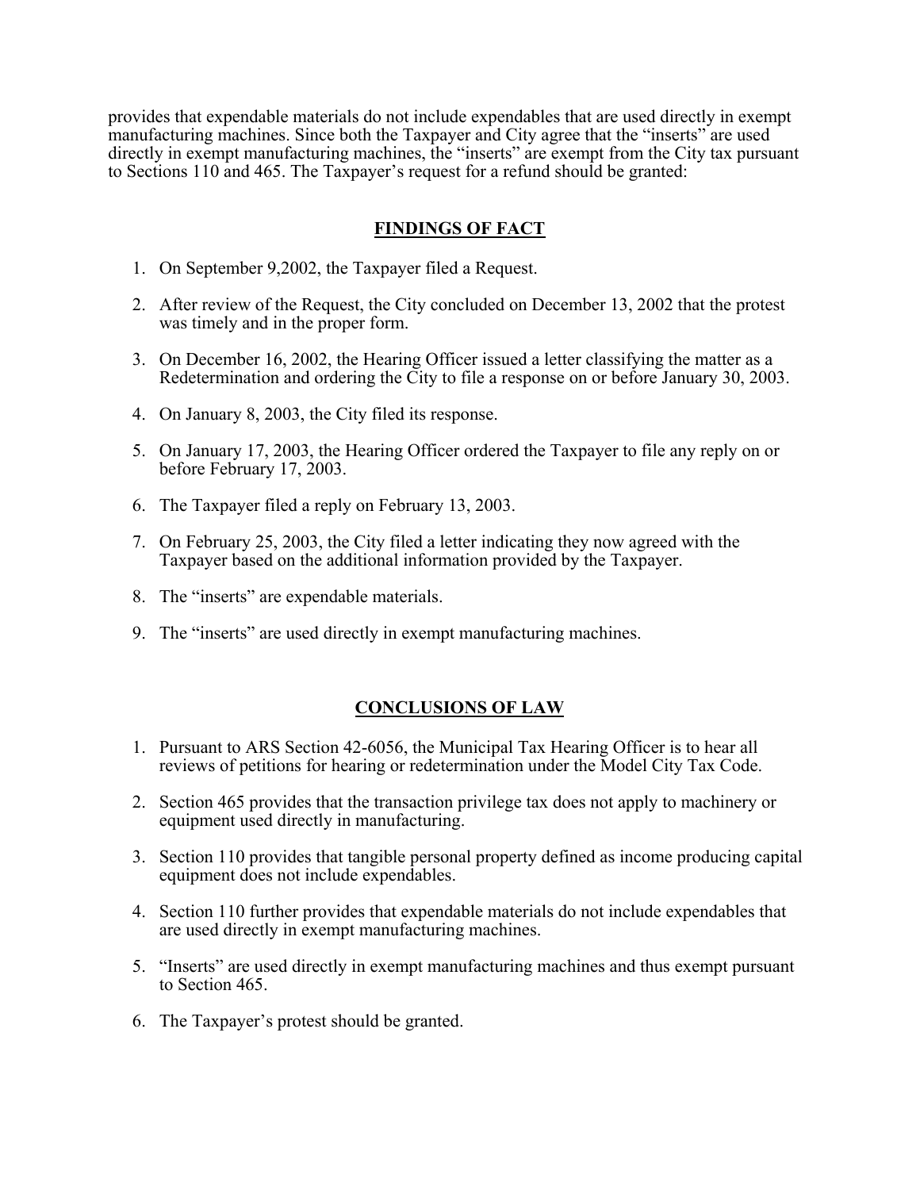provides that expendable materials do not include expendables that are used directly in exempt manufacturing machines. Since both the Taxpayer and City agree that the "inserts" are used directly in exempt manufacturing machines, the "inserts" are exempt from the City tax pursuant to Sections 110 and 465. The Taxpayer's request for a refund should be granted:

## FINDINGS OF FACT

1. On September 9,2002, the Taxpayer filed a Request.
2. After review of the Request, the City concluded on December 13, 2002 that the protest was timely and in the proper form.
3. On December 16, 2002, the Hearing Officer issued a letter classifying the matter as a Redetermination and ordering the City to file a response on or before January 30, 2003.
4. On January 8, 2003, the City filed its response.
5. On January 17, 2003, the Hearing Officer ordered the Taxpayer to file any reply on or before February 17, 2003.
6. The Taxpayer filed a reply on February 13, 2003.
7. On February 25, 2003, the City filed a letter indicating they now agreed with the Taxpayer based on the additional information provided by the Taxpayer.
8. The "inserts" are expendable materials.
9. The "inserts" are used directly in exempt manufacturing machines.

## CONCLUSIONS OF LAW

1. Pursuant to ARS Section 42-6056, the Municipal Tax Hearing Officer is to hear all reviews of petitions for hearing or redetermination under the Model City Tax Code.
2. Section 465 provides that the transaction privilege tax does not apply to machinery or equipment used directly in manufacturing.
3. Section 110 provides that tangible personal property defined as income producing capital equipment does not include expendables.
4. Section 110 further provides that expendable materials do not include expendables that are used directly in exempt manufacturing machines.
5. "Inserts" are used directly in exempt manufacturing machines and thus exempt pursuant to Section 465.
6. The Taxpayer's protest should be granted.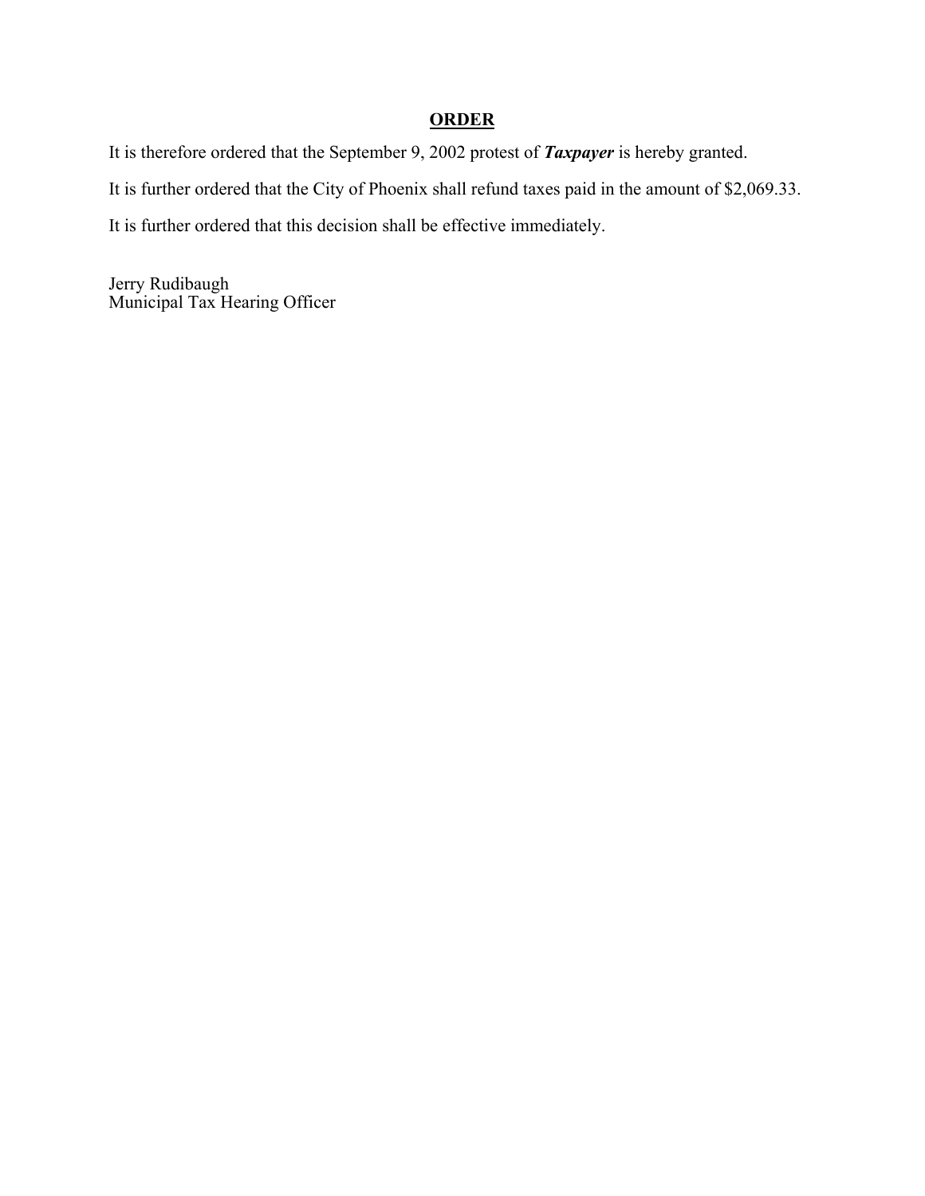## ORDER

It is therefore ordered that the September 9, 2002 protest of ***Taxpayer*** is hereby granted.

It is further ordered that the City of Phoenix shall refund taxes paid in the amount of $2,069.33.

It is further ordered that this decision shall be effective immediately.

Jerry Rudibaugh
Municipal Tax Hearing Officer